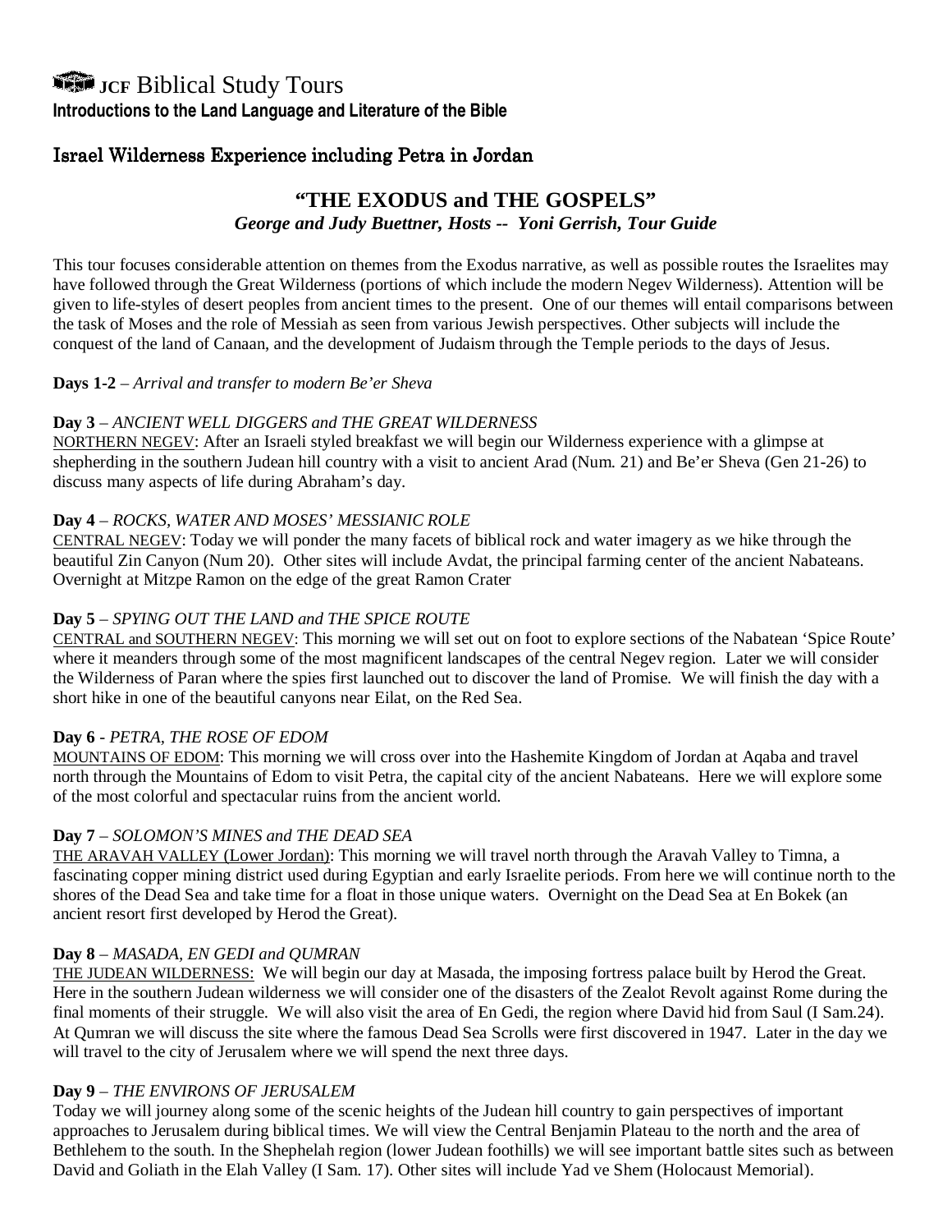# JCF Biblical Study Tours

**Introductions to the Land Language and Literature of the Bible**

## Israel Wilderness Experience including Petra in Jordan

### "THE EXODUS and THE GOSPELS"

***George and Judy Buettner, Hosts -- Yoni Gerrish, Tour Guide***

This tour focuses considerable attention on themes from the Exodus narrative, as well as possible routes the Israelites may have followed through the Great Wilderness (portions of which include the modern Negev Wilderness). Attention will be given to life-styles of desert peoples from ancient times to the present. One of our themes will entail comparisons between the task of Moses and the role of Messiah as seen from various Jewish perspectives. Other subjects will include the conquest of the land of Canaan, and the development of Judaism through the Temple periods to the days of Jesus.

**Days 1-2** – *Arrival and transfer to modern Be'er Sheva*

**Day 3** – *ANCIENT WELL DIGGERS and THE GREAT WILDERNESS*

NORTHERN NEGEV: After an Israeli styled breakfast we will begin our Wilderness experience with a glimpse at shepherding in the southern Judean hill country with a visit to ancient Arad (Num. 21) and Be'er Sheva (Gen 21-26) to discuss many aspects of life during Abraham's day.

**Day 4** – *ROCKS, WATER AND MOSES' MESSIANIC ROLE*

CENTRAL NEGEV: Today we will ponder the many facets of biblical rock and water imagery as we hike through the beautiful Zin Canyon (Num 20). Other sites will include Avdat, the principal farming center of the ancient Nabateans. Overnight at Mitzpe Ramon on the edge of the great Ramon Crater

**Day 5** – *SPYING OUT THE LAND and THE SPICE ROUTE*

CENTRAL and SOUTHERN NEGEV: This morning we will set out on foot to explore sections of the Nabatean 'Spice Route' where it meanders through some of the most magnificent landscapes of the central Negev region. Later we will consider the Wilderness of Paran where the spies first launched out to discover the land of Promise. We will finish the day with a short hike in one of the beautiful canyons near Eilat, on the Red Sea.

**Day 6** - *PETRA, THE ROSE OF EDOM*

MOUNTAINS OF EDOM: This morning we will cross over into the Hashemite Kingdom of Jordan at Aqaba and travel north through the Mountains of Edom to visit Petra, the capital city of the ancient Nabateans. Here we will explore some of the most colorful and spectacular ruins from the ancient world.

**Day 7** – *SOLOMON'S MINES and THE DEAD SEA*

THE ARAVAH VALLEY (Lower Jordan): This morning we will travel north through the Aravah Valley to Timna, a fascinating copper mining district used during Egyptian and early Israelite periods. From here we will continue north to the shores of the Dead Sea and take time for a float in those unique waters. Overnight on the Dead Sea at En Bokek (an ancient resort first developed by Herod the Great).

**Day 8** – *MASADA, EN GEDI and QUMRAN*

THE JUDEAN WILDERNESS: We will begin our day at Masada, the imposing fortress palace built by Herod the Great. Here in the southern Judean wilderness we will consider one of the disasters of the Zealot Revolt against Rome during the final moments of their struggle. We will also visit the area of En Gedi, the region where David hid from Saul (I Sam.24). At Qumran we will discuss the site where the famous Dead Sea Scrolls were first discovered in 1947. Later in the day we will travel to the city of Jerusalem where we will spend the next three days.

**Day 9** – *THE ENVIRONS OF JERUSALEM*

Today we will journey along some of the scenic heights of the Judean hill country to gain perspectives of important approaches to Jerusalem during biblical times. We will view the Central Benjamin Plateau to the north and the area of Bethlehem to the south. In the Shephelah region (lower Judean foothills) we will see important battle sites such as between David and Goliath in the Elah Valley (I Sam. 17). Other sites will include Yad ve Shem (Holocaust Memorial).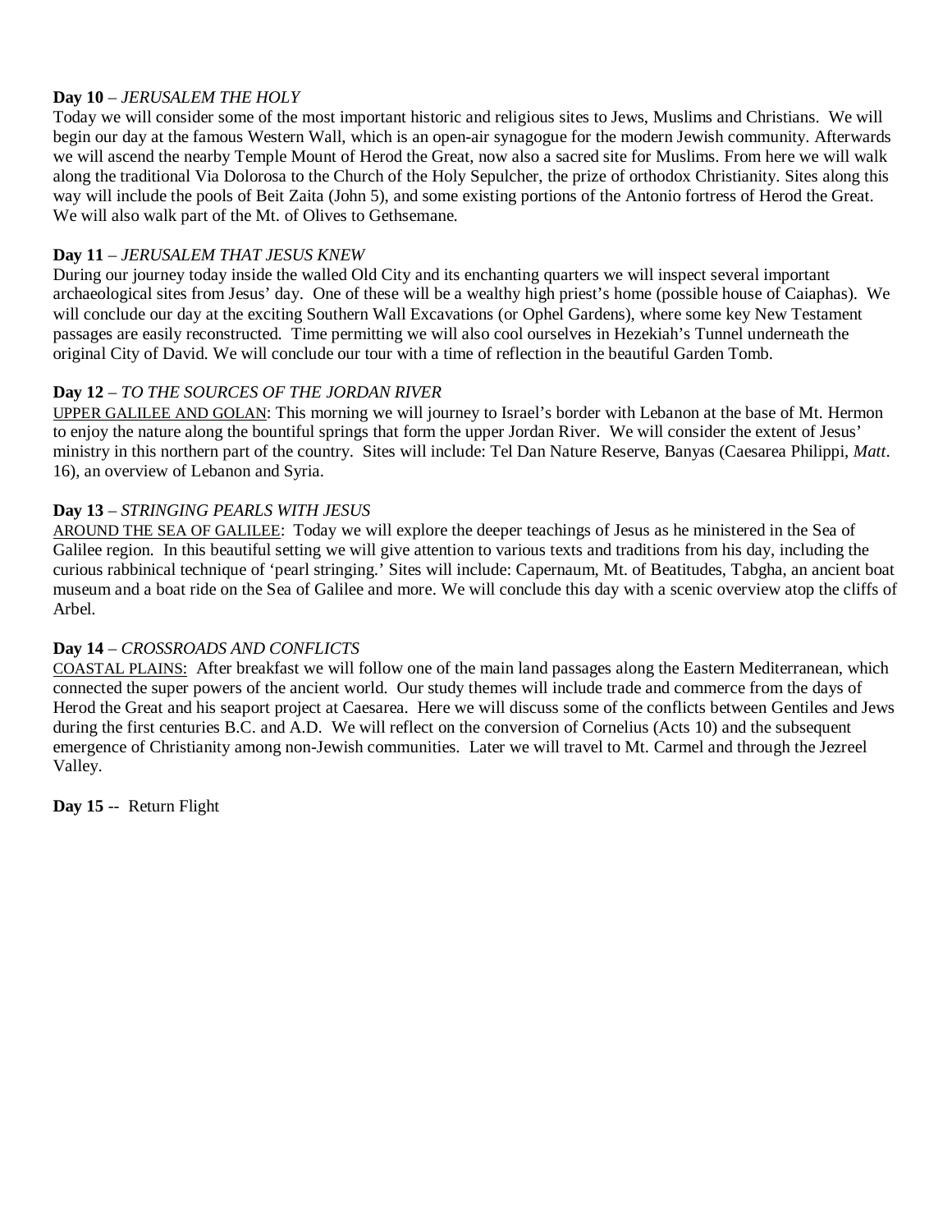**Day 10** – *JERUSALEM THE HOLY*
Today we will consider some of the most important historic and religious sites to Jews, Muslims and Christians. We will begin our day at the famous Western Wall, which is an open-air synagogue for the modern Jewish community. Afterwards we will ascend the nearby Temple Mount of Herod the Great, now also a sacred site for Muslims. From here we will walk along the traditional Via Dolorosa to the Church of the Holy Sepulcher, the prize of orthodox Christianity. Sites along this way will include the pools of Beit Zaita (John 5), and some existing portions of the Antonio fortress of Herod the Great. We will also walk part of the Mt. of Olives to Gethsemane.

**Day 11** – *JERUSALEM THAT JESUS KNEW*
During our journey today inside the walled Old City and its enchanting quarters we will inspect several important archaeological sites from Jesus' day. One of these will be a wealthy high priest's home (possible house of Caiaphas). We will conclude our day at the exciting Southern Wall Excavations (or Ophel Gardens), where some key New Testament passages are easily reconstructed. Time permitting we will also cool ourselves in Hezekiah's Tunnel underneath the original City of David. We will conclude our tour with a time of reflection in the beautiful Garden Tomb.

**Day 12** – *TO THE SOURCES OF THE JORDAN RIVER*
<u>UPPER GALILEE AND GOLAN</u>: This morning we will journey to Israel's border with Lebanon at the base of Mt. Hermon to enjoy the nature along the bountiful springs that form the upper Jordan River. We will consider the extent of Jesus' ministry in this northern part of the country. Sites will include: Tel Dan Nature Reserve, Banyas (Caesarea Philippi, *Matt*. 16), an overview of Lebanon and Syria.

**Day 13** – *STRINGING PEARLS WITH JESUS*
<u>AROUND THE SEA OF GALILEE</u>: Today we will explore the deeper teachings of Jesus as he ministered in the Sea of Galilee region. In this beautiful setting we will give attention to various texts and traditions from his day, including the curious rabbinical technique of 'pearl stringing.' Sites will include: Capernaum, Mt. of Beatitudes, Tabgha, an ancient boat museum and a boat ride on the Sea of Galilee and more. We will conclude this day with a scenic overview atop the cliffs of Arbel.

**Day 14** – *CROSSROADS AND CONFLICTS*
<u>COASTAL PLAINS:</u> After breakfast we will follow one of the main land passages along the Eastern Mediterranean, which connected the super powers of the ancient world. Our study themes will include trade and commerce from the days of Herod the Great and his seaport project at Caesarea. Here we will discuss some of the conflicts between Gentiles and Jews during the first centuries B.C. and A.D. We will reflect on the conversion of Cornelius (Acts 10) and the subsequent emergence of Christianity among non-Jewish communities. Later we will travel to Mt. Carmel and through the Jezreel Valley.

**Day 15** -- Return Flight